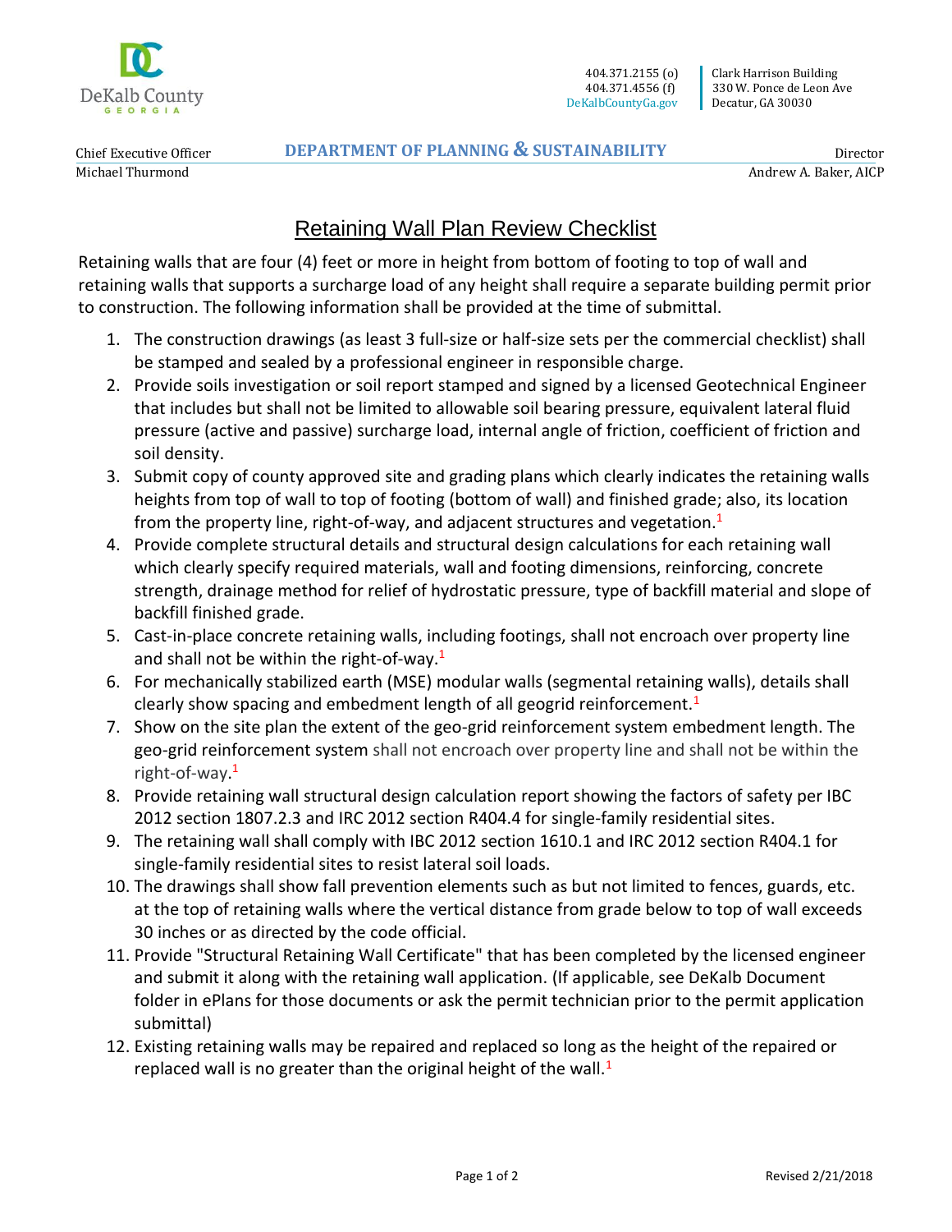DeKalb County
GEORGIA

404.371.2155 (o)
404.371.4556 (f)
DeKalbCountyGa.gov

Clark Harrison Building
330 W. Ponce de Leon Ave
Decatur, GA 30030

Chief Executive Officer
Michael Thurmond

**DEPARTMENT OF PLANNING & SUSTAINABILITY**

Director
Andrew A. Baker, AICP

# Retaining Wall Plan Review Checklist

Retaining walls that are four (4) feet or more in height from bottom of footing to top of wall and retaining walls that supports a surcharge load of any height shall require a separate building permit prior to construction. The following information shall be provided at the time of submittal.

1. The construction drawings (as least 3 full-size or half-size sets per the commercial checklist) shall be stamped and sealed by a professional engineer in responsible charge.
2. Provide soils investigation or soil report stamped and signed by a licensed Geotechnical Engineer that includes but shall not be limited to allowable soil bearing pressure, equivalent lateral fluid pressure (active and passive) surcharge load, internal angle of friction, coefficient of friction and soil density.
3. Submit copy of county approved site and grading plans which clearly indicates the retaining walls heights from top of wall to top of footing (bottom of wall) and finished grade; also, its location from the property line, right-of-way, and adjacent structures and vegetation.[1]
4. Provide complete structural details and structural design calculations for each retaining wall which clearly specify required materials, wall and footing dimensions, reinforcing, concrete strength, drainage method for relief of hydrostatic pressure, type of backfill material and slope of backfill finished grade.
5. Cast-in-place concrete retaining walls, including footings, shall not encroach over property line and shall not be within the right-of-way.[1]
6. For mechanically stabilized earth (MSE) modular walls (segmental retaining walls), details shall clearly show spacing and embedment length of all geogrid reinforcement.[1]
7. Show on the site plan the extent of the geo-grid reinforcement system embedment length. The geo-grid reinforcement system shall not encroach over property line and shall not be within the right-of-way.[1]
8. Provide retaining wall structural design calculation report showing the factors of safety per IBC 2012 section 1807.2.3 and IRC 2012 section R404.4 for single-family residential sites.
9. The retaining wall shall comply with IBC 2012 section 1610.1 and IRC 2012 section R404.1 for single-family residential sites to resist lateral soil loads.
10. The drawings shall show fall prevention elements such as but not limited to fences, guards, etc. at the top of retaining walls where the vertical distance from grade below to top of wall exceeds 30 inches or as directed by the code official.
11. Provide "Structural Retaining Wall Certificate" that has been completed by the licensed engineer and submit it along with the retaining wall application. (If applicable, see DeKalb Document folder in ePlans for those documents or ask the permit technician prior to the permit application submittal)
12. Existing retaining walls may be repaired and replaced so long as the height of the repaired or replaced wall is no greater than the original height of the wall.[1]

Revised 2/21/2018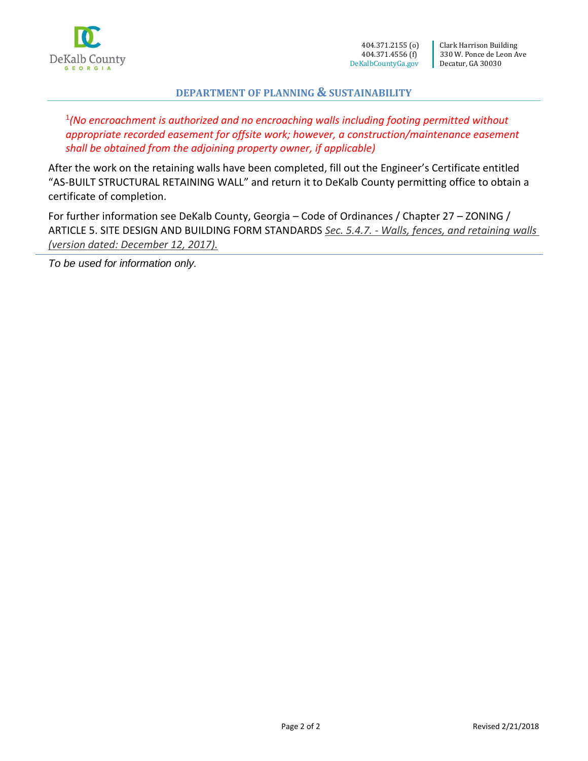**DEPARTMENT OF PLANNING & SUSTAINABILITY**

[1]*(No encroachment is authorized and no encroaching walls including footing permitted without appropriate recorded easement for offsite work; however, a construction/maintenance easement shall be obtained from the adjoining property owner, if applicable)*

After the work on the retaining walls have been completed, fill out the Engineer's Certificate entitled "AS-BUILT STRUCTURAL RETAINING WALL" and return it to DeKalb County permitting office to obtain a certificate of completion.

For further information see DeKalb County, Georgia – Code of Ordinances / Chapter 27 – ZONING / ARTICLE 5. SITE DESIGN AND BUILDING FORM STANDARDS *Sec. 5.4.7. - Walls, fences, and retaining walls (version dated: December 12, 2017).*

---

*To be used for information only.*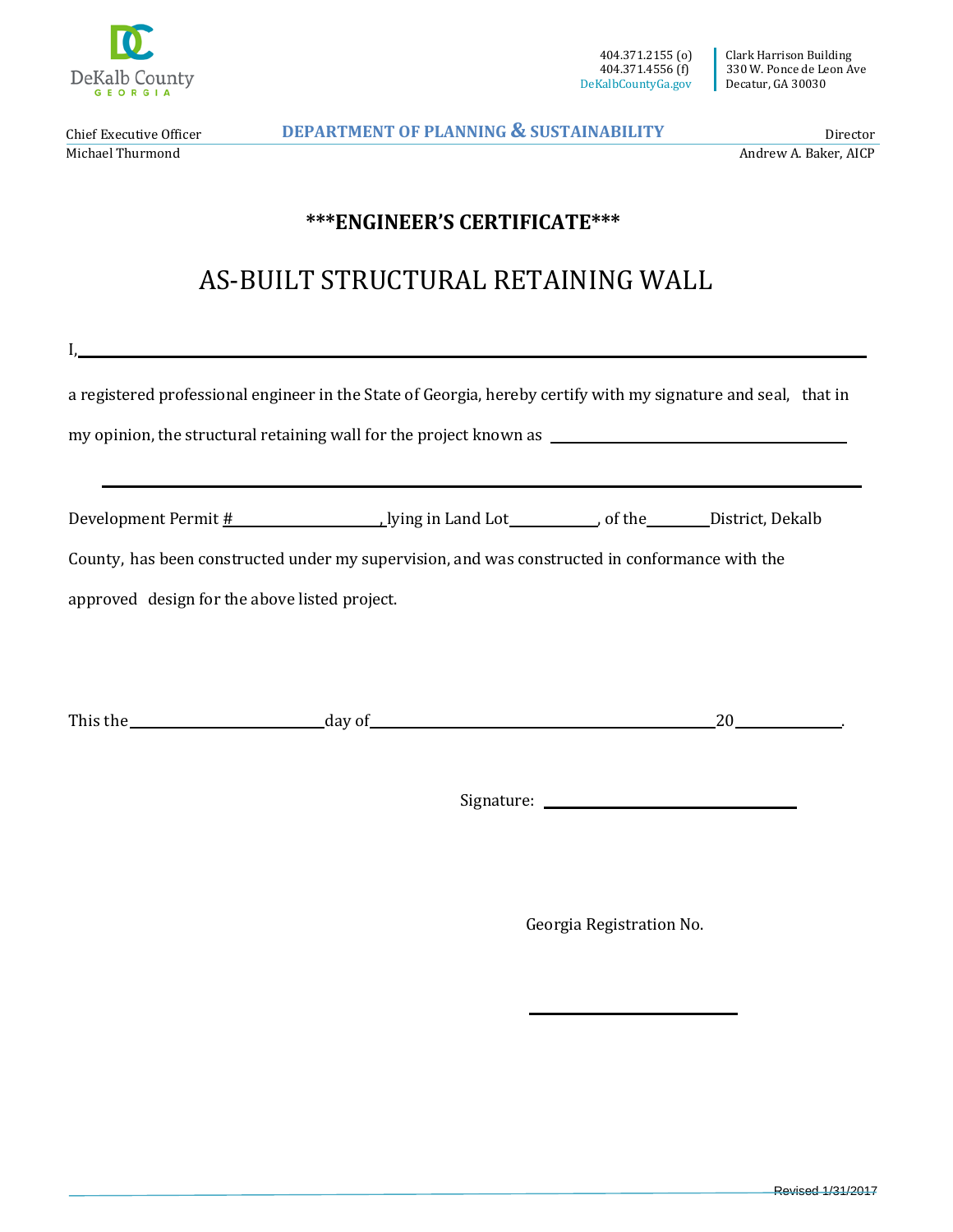DeKalb County
GEORGIA

404.371.2155 (o)
404.371.4556 (f)
DeKalbCountyGa.gov

Clark Harrison Building
330 W. Ponce de Leon Ave
Decatur, GA 30030

Chief Executive Officer
Michael Thurmond

**DEPARTMENT OF PLANNING & SUSTAINABILITY**

Director
Andrew A. Baker, AICP

## ***ENGINEER'S CERTIFICATE***

# AS-BUILT STRUCTURAL RETAINING WALL

I, ______________________________________________________________________________

a registered professional engineer in the State of Georgia, hereby certify with my signature and seal, that in my opinion, the structural retaining wall for the project known as ______________________________

______________________________________________________________________________

Development Permit #__________________, lying in Land Lot__________, of the________District, Dekalb County, has been constructed under my supervision, and was constructed in conformance with the approved design for the above listed project.

This the______________________day of______________________________________20____________.

Signature: ____________________________

Georgia Registration No.

______________________

Revised 1/31/2017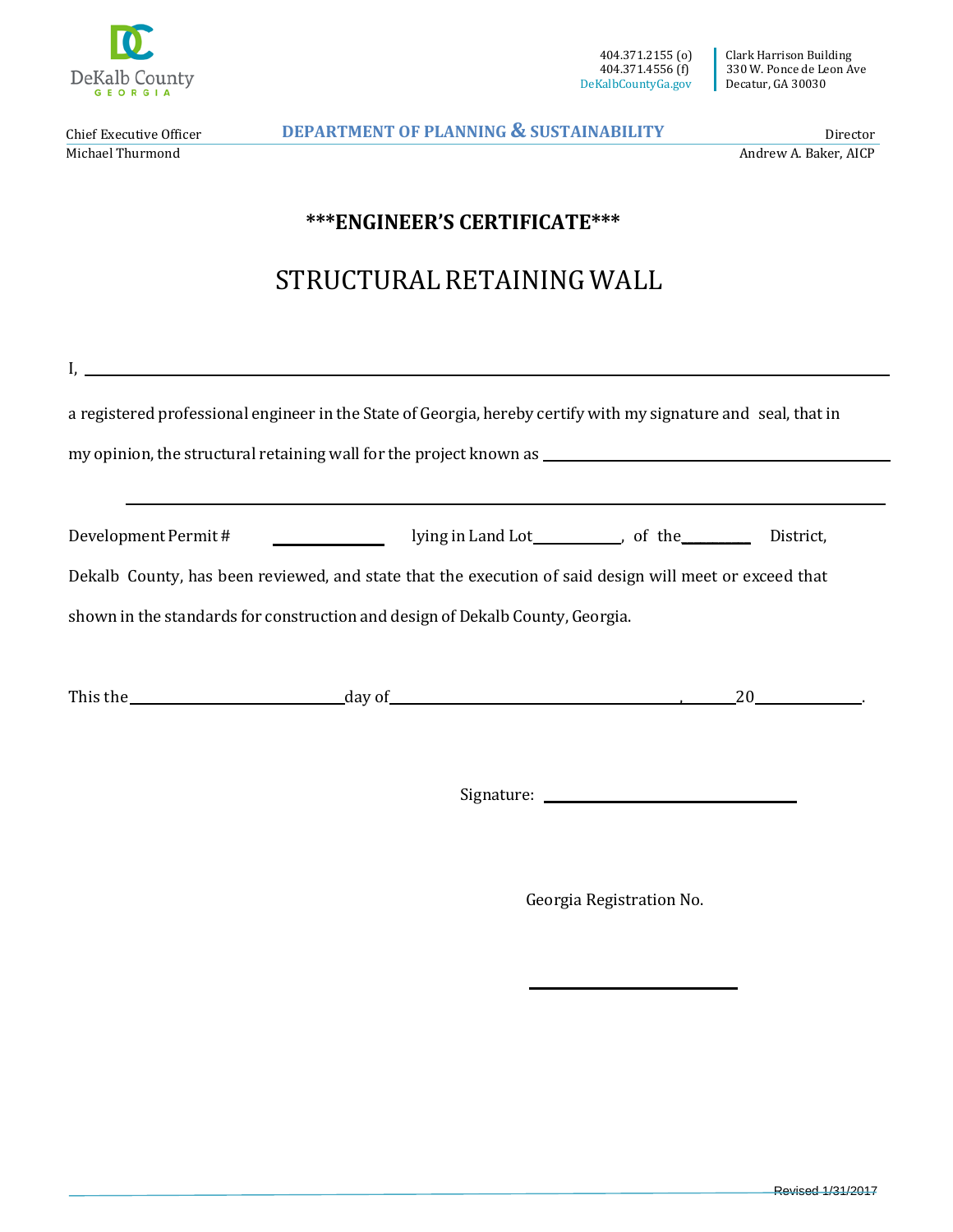DeKalb County
GEORGIA

404.371.2155 (o)
404.371.4556 (f)
DeKalbCountyGa.gov

Clark Harrison Building
330 W. Ponce de Leon Ave
Decatur, GA 30030

Chief Executive Officer
Michael Thurmond

**DEPARTMENT OF PLANNING & SUSTAINABILITY**

Director
Andrew A. Baker, AICP

## ***ENGINEER'S CERTIFICATE***

# STRUCTURAL RETAINING WALL

I, ______________________________________________________________________________

a registered professional engineer in the State of Georgia, hereby certify with my signature and seal, that in my opinion, the structural retaining wall for the project known as ____________________________________

______________________________________________________________________________

Development Permit # ____________ lying in Land Lot __________, of the ________ District, Dekalb County, has been reviewed, and state that the execution of said design will meet or exceed that shown in the standards for construction and design of Dekalb County, Georgia.

This the ______________________ day of ________________________________, ______ 20 __________.

Signature: ___________________________

Georgia Registration No.

___________________________

Revised 1/31/2017